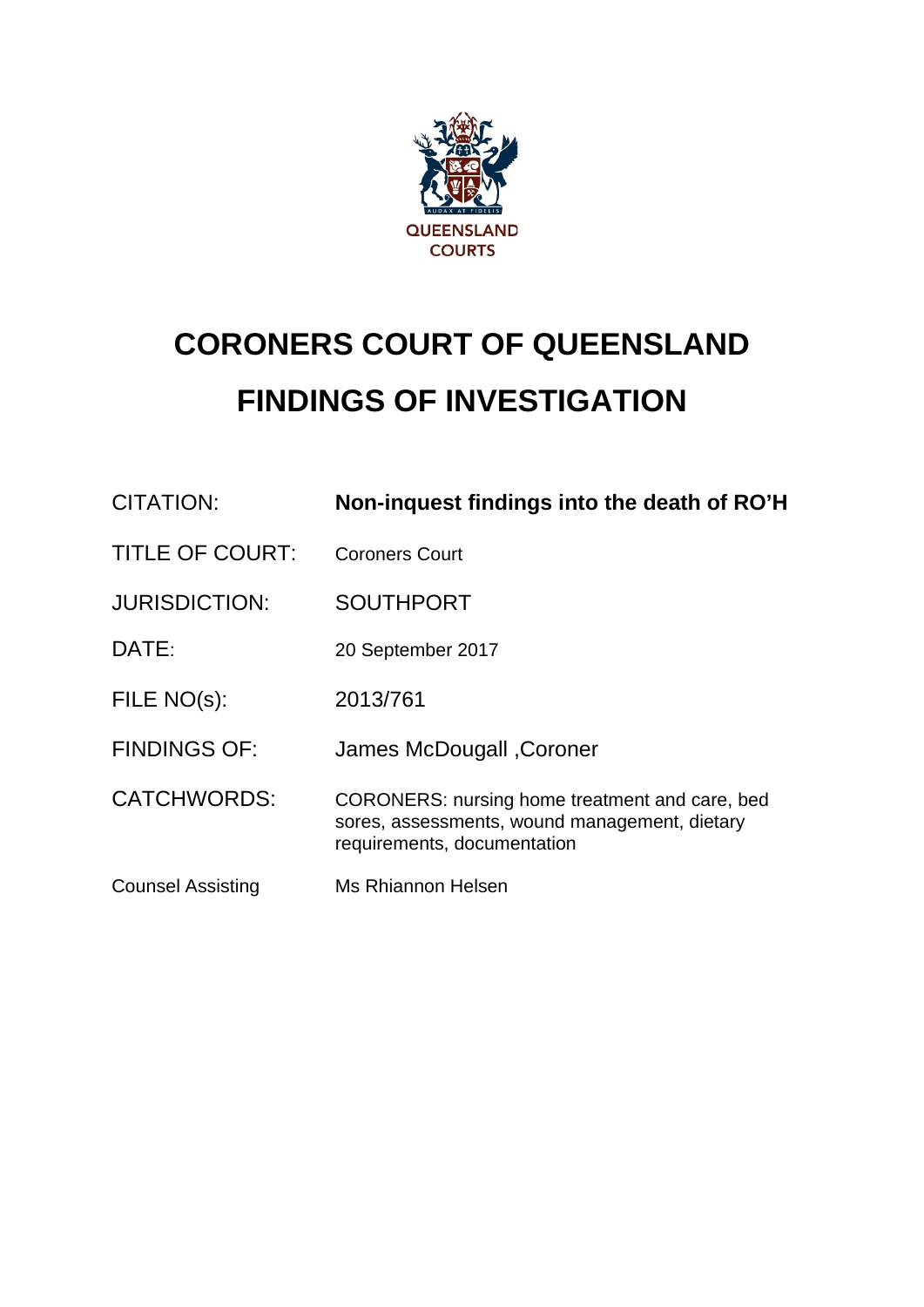QUEENSLAND COURTS

# CORONERS COURT OF QUEENSLAND
# FINDINGS OF INVESTIGATION

| | |
|---|---|
| CITATION: | **Non-inquest findings into the death of RO'H** |
| TITLE OF COURT: | Coroners Court |
| JURISDICTION: | SOUTHPORT |
| DATE: | 20 September 2017 |
| FILE NO(s): | 2013/761 |
| FINDINGS OF: | James McDougall ,Coroner |
| CATCHWORDS: | CORONERS: nursing home treatment and care, bed sores, assessments, wound management, dietary requirements, documentation |
| Counsel Assisting | Ms Rhiannon Helsen |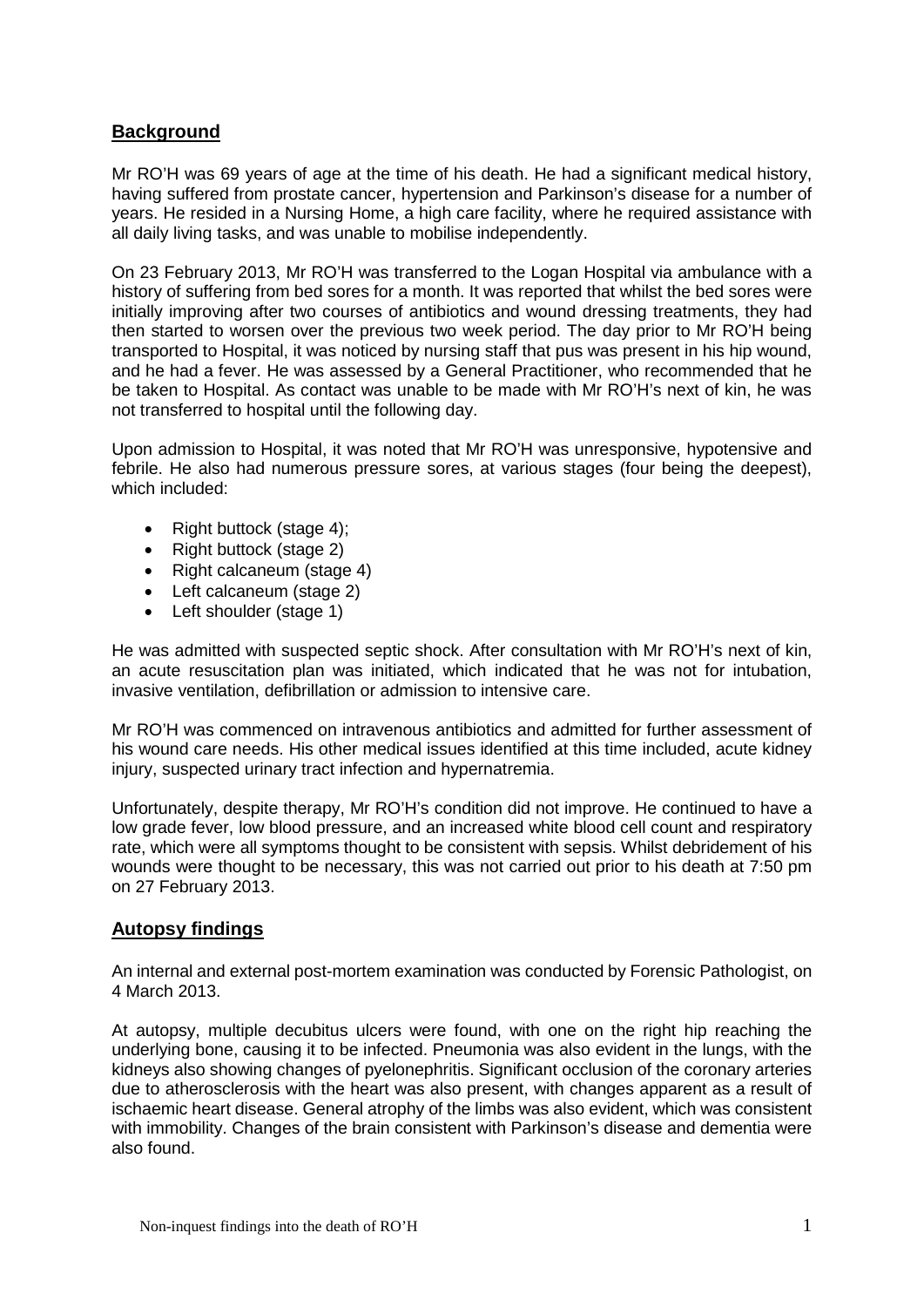## **Background**

Mr RO'H was 69 years of age at the time of his death. He had a significant medical history, having suffered from prostate cancer, hypertension and Parkinson's disease for a number of years. He resided in a Nursing Home, a high care facility, where he required assistance with all daily living tasks, and was unable to mobilise independently.

On 23 February 2013, Mr RO'H was transferred to the Logan Hospital via ambulance with a history of suffering from bed sores for a month. It was reported that whilst the bed sores were initially improving after two courses of antibiotics and wound dressing treatments, they had then started to worsen over the previous two week period. The day prior to Mr RO'H being transported to Hospital, it was noticed by nursing staff that pus was present in his hip wound, and he had a fever. He was assessed by a General Practitioner, who recommended that he be taken to Hospital. As contact was unable to be made with Mr RO'H's next of kin, he was not transferred to hospital until the following day.

Upon admission to Hospital, it was noted that Mr RO'H was unresponsive, hypotensive and febrile. He also had numerous pressure sores, at various stages (four being the deepest), which included:

- Right buttock (stage 4);
- Right buttock (stage 2)
- Right calcaneum (stage 4)
- Left calcaneum (stage 2)
- Left shoulder (stage 1)

He was admitted with suspected septic shock. After consultation with Mr RO'H's next of kin, an acute resuscitation plan was initiated, which indicated that he was not for intubation, invasive ventilation, defibrillation or admission to intensive care.

Mr RO'H was commenced on intravenous antibiotics and admitted for further assessment of his wound care needs. His other medical issues identified at this time included, acute kidney injury, suspected urinary tract infection and hypernatremia.

Unfortunately, despite therapy, Mr RO'H's condition did not improve. He continued to have a low grade fever, low blood pressure, and an increased white blood cell count and respiratory rate, which were all symptoms thought to be consistent with sepsis. Whilst debridement of his wounds were thought to be necessary, this was not carried out prior to his death at 7:50 pm on 27 February 2013.

## **Autopsy findings**

An internal and external post-mortem examination was conducted by Forensic Pathologist, on 4 March 2013.

At autopsy, multiple decubitus ulcers were found, with one on the right hip reaching the underlying bone, causing it to be infected. Pneumonia was also evident in the lungs, with the kidneys also showing changes of pyelonephritis. Significant occlusion of the coronary arteries due to atherosclerosis with the heart was also present, with changes apparent as a result of ischaemic heart disease. General atrophy of the limbs was also evident, which was consistent with immobility. Changes of the brain consistent with Parkinson's disease and dementia were also found.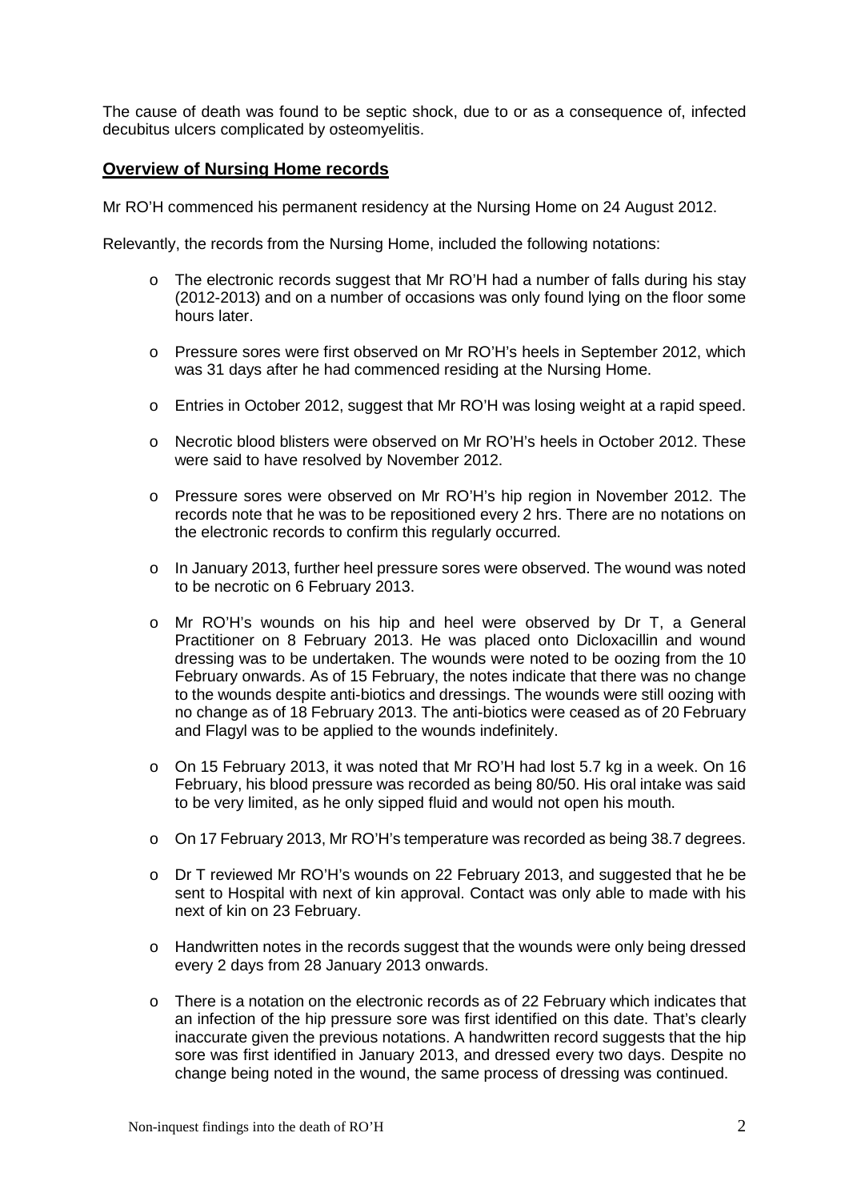The cause of death was found to be septic shock, due to or as a consequence of, infected decubitus ulcers complicated by osteomyelitis.

## **Overview of Nursing Home records**

Mr RO'H commenced his permanent residency at the Nursing Home on 24 August 2012.

Relevantly, the records from the Nursing Home, included the following notations:

- The electronic records suggest that Mr RO'H had a number of falls during his stay (2012-2013) and on a number of occasions was only found lying on the floor some hours later.
- Pressure sores were first observed on Mr RO'H's heels in September 2012, which was 31 days after he had commenced residing at the Nursing Home.
- Entries in October 2012, suggest that Mr RO'H was losing weight at a rapid speed.
- Necrotic blood blisters were observed on Mr RO'H's heels in October 2012. These were said to have resolved by November 2012.
- Pressure sores were observed on Mr RO'H's hip region in November 2012. The records note that he was to be repositioned every 2 hrs. There are no notations on the electronic records to confirm this regularly occurred.
- In January 2013, further heel pressure sores were observed. The wound was noted to be necrotic on 6 February 2013.
- Mr RO'H's wounds on his hip and heel were observed by Dr T, a General Practitioner on 8 February 2013. He was placed onto Dicloxacillin and wound dressing was to be undertaken. The wounds were noted to be oozing from the 10 February onwards. As of 15 February, the notes indicate that there was no change to the wounds despite anti-biotics and dressings. The wounds were still oozing with no change as of 18 February 2013. The anti-biotics were ceased as of 20 February and Flagyl was to be applied to the wounds indefinitely.
- On 15 February 2013, it was noted that Mr RO'H had lost 5.7 kg in a week. On 16 February, his blood pressure was recorded as being 80/50. His oral intake was said to be very limited, as he only sipped fluid and would not open his mouth.
- On 17 February 2013, Mr RO'H's temperature was recorded as being 38.7 degrees.
- Dr T reviewed Mr RO'H's wounds on 22 February 2013, and suggested that he be sent to Hospital with next of kin approval. Contact was only able to made with his next of kin on 23 February.
- Handwritten notes in the records suggest that the wounds were only being dressed every 2 days from 28 January 2013 onwards.
- There is a notation on the electronic records as of 22 February which indicates that an infection of the hip pressure sore was first identified on this date. That's clearly inaccurate given the previous notations. A handwritten record suggests that the hip sore was first identified in January 2013, and dressed every two days. Despite no change being noted in the wound, the same process of dressing was continued.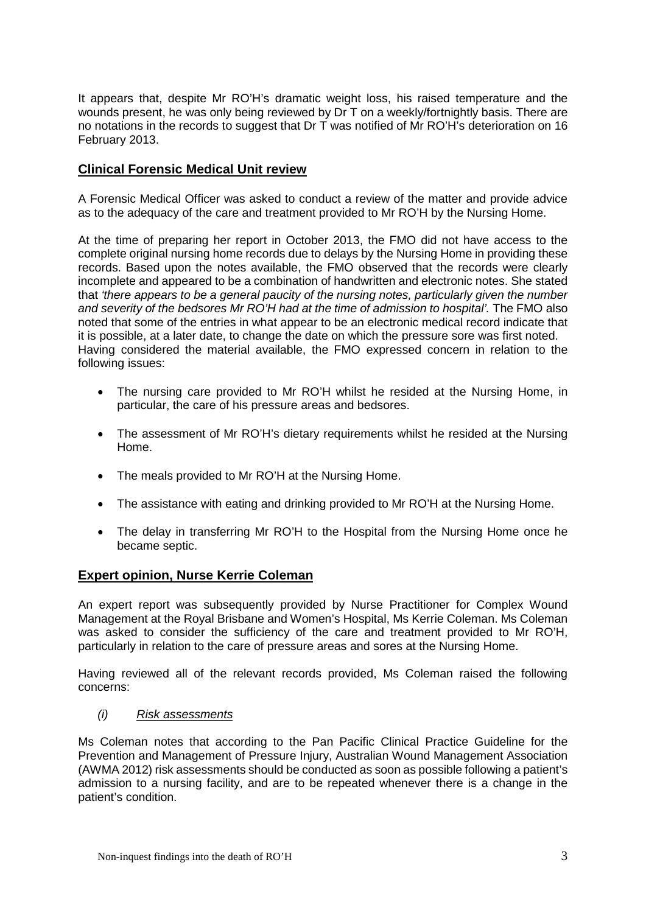It appears that, despite Mr RO'H's dramatic weight loss, his raised temperature and the wounds present, he was only being reviewed by Dr T on a weekly/fortnightly basis. There are no notations in the records to suggest that Dr T was notified of Mr RO'H's deterioration on 16 February 2013.

## Clinical Forensic Medical Unit review

A Forensic Medical Officer was asked to conduct a review of the matter and provide advice as to the adequacy of the care and treatment provided to Mr RO'H by the Nursing Home.

At the time of preparing her report in October 2013, the FMO did not have access to the complete original nursing home records due to delays by the Nursing Home in providing these records. Based upon the notes available, the FMO observed that the records were clearly incomplete and appeared to be a combination of handwritten and electronic notes. She stated that *'there appears to be a general paucity of the nursing notes, particularly given the number and severity of the bedsores Mr RO'H had at the time of admission to hospital'.* The FMO also noted that some of the entries in what appear to be an electronic medical record indicate that it is possible, at a later date, to change the date on which the pressure sore was first noted. Having considered the material available, the FMO expressed concern in relation to the following issues:

- The nursing care provided to Mr RO'H whilst he resided at the Nursing Home, in particular, the care of his pressure areas and bedsores.
- The assessment of Mr RO'H's dietary requirements whilst he resided at the Nursing Home.
- The meals provided to Mr RO'H at the Nursing Home.
- The assistance with eating and drinking provided to Mr RO'H at the Nursing Home.
- The delay in transferring Mr RO'H to the Hospital from the Nursing Home once he became septic.

## Expert opinion, Nurse Kerrie Coleman

An expert report was subsequently provided by Nurse Practitioner for Complex Wound Management at the Royal Brisbane and Women's Hospital, Ms Kerrie Coleman. Ms Coleman was asked to consider the sufficiency of the care and treatment provided to Mr RO'H, particularly in relation to the care of pressure areas and sores at the Nursing Home.

Having reviewed all of the relevant records provided, Ms Coleman raised the following concerns:

*(i) Risk assessments*

Ms Coleman notes that according to the Pan Pacific Clinical Practice Guideline for the Prevention and Management of Pressure Injury, Australian Wound Management Association (AWMA 2012) risk assessments should be conducted as soon as possible following a patient's admission to a nursing facility, and are to be repeated whenever there is a change in the patient's condition.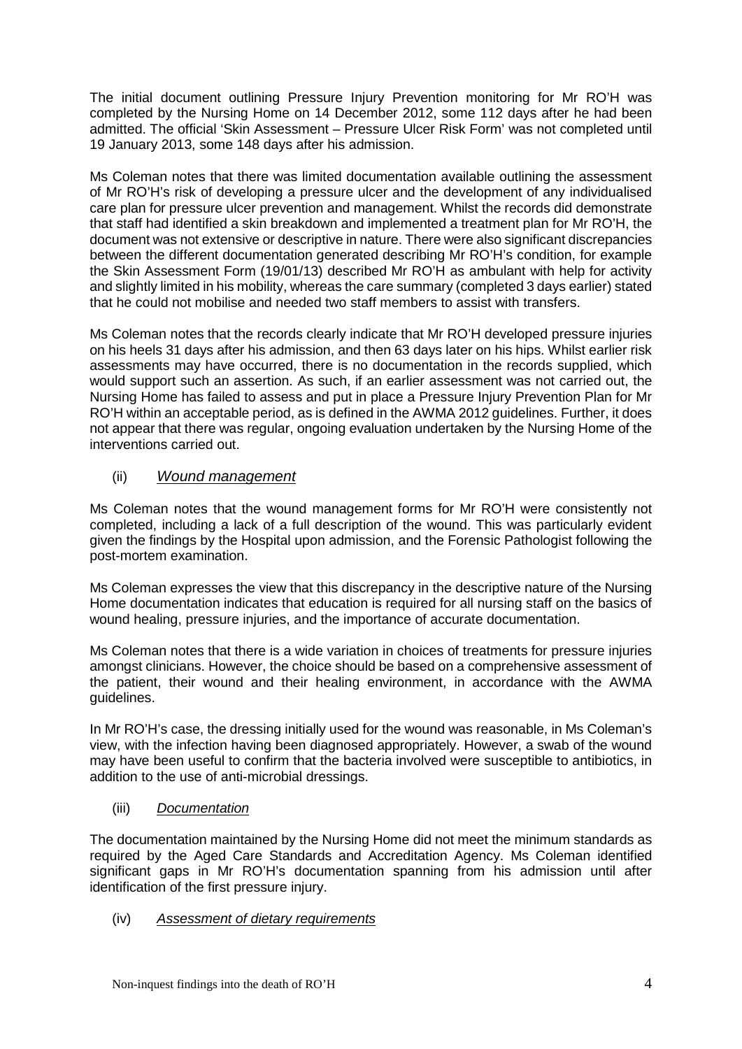The initial document outlining Pressure Injury Prevention monitoring for Mr RO'H was completed by the Nursing Home on 14 December 2012, some 112 days after he had been admitted. The official 'Skin Assessment – Pressure Ulcer Risk Form' was not completed until 19 January 2013, some 148 days after his admission.

Ms Coleman notes that there was limited documentation available outlining the assessment of Mr RO'H's risk of developing a pressure ulcer and the development of any individualised care plan for pressure ulcer prevention and management. Whilst the records did demonstrate that staff had identified a skin breakdown and implemented a treatment plan for Mr RO'H, the document was not extensive or descriptive in nature. There were also significant discrepancies between the different documentation generated describing Mr RO'H's condition, for example the Skin Assessment Form (19/01/13) described Mr RO'H as ambulant with help for activity and slightly limited in his mobility, whereas the care summary (completed 3 days earlier) stated that he could not mobilise and needed two staff members to assist with transfers.

Ms Coleman notes that the records clearly indicate that Mr RO'H developed pressure injuries on his heels 31 days after his admission, and then 63 days later on his hips. Whilst earlier risk assessments may have occurred, there is no documentation in the records supplied, which would support such an assertion. As such, if an earlier assessment was not carried out, the Nursing Home has failed to assess and put in place a Pressure Injury Prevention Plan for Mr RO'H within an acceptable period, as is defined in the AWMA 2012 guidelines. Further, it does not appear that there was regular, ongoing evaluation undertaken by the Nursing Home of the interventions carried out.

(ii) *Wound management*

Ms Coleman notes that the wound management forms for Mr RO'H were consistently not completed, including a lack of a full description of the wound. This was particularly evident given the findings by the Hospital upon admission, and the Forensic Pathologist following the post-mortem examination.

Ms Coleman expresses the view that this discrepancy in the descriptive nature of the Nursing Home documentation indicates that education is required for all nursing staff on the basics of wound healing, pressure injuries, and the importance of accurate documentation.

Ms Coleman notes that there is a wide variation in choices of treatments for pressure injuries amongst clinicians. However, the choice should be based on a comprehensive assessment of the patient, their wound and their healing environment, in accordance with the AWMA guidelines.

In Mr RO'H's case, the dressing initially used for the wound was reasonable, in Ms Coleman's view, with the infection having been diagnosed appropriately. However, a swab of the wound may have been useful to confirm that the bacteria involved were susceptible to antibiotics, in addition to the use of anti-microbial dressings.

(iii) *Documentation*

The documentation maintained by the Nursing Home did not meet the minimum standards as required by the Aged Care Standards and Accreditation Agency. Ms Coleman identified significant gaps in Mr RO'H's documentation spanning from his admission until after identification of the first pressure injury.

(iv) *Assessment of dietary requirements*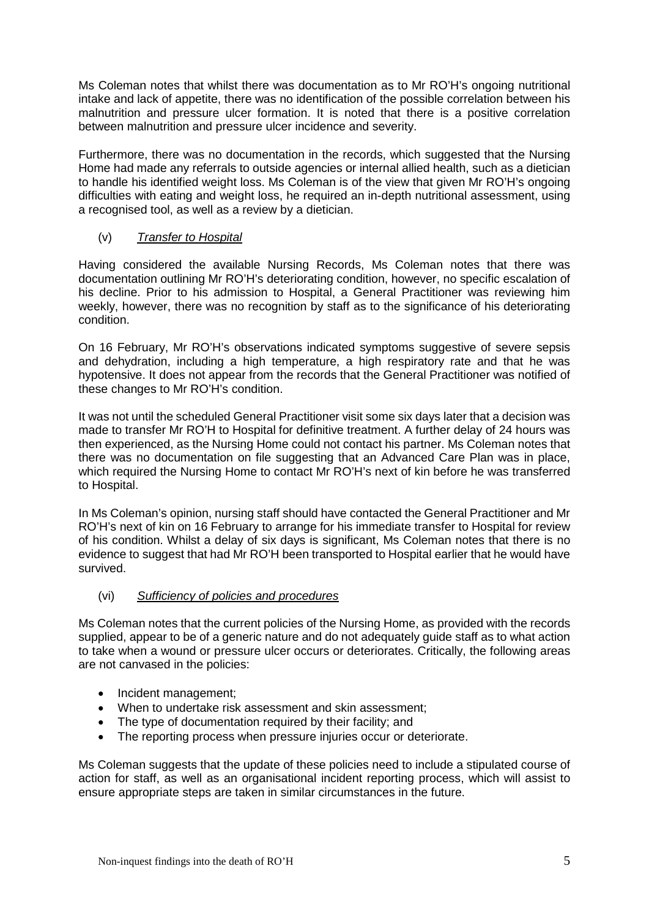Ms Coleman notes that whilst there was documentation as to Mr RO'H's ongoing nutritional intake and lack of appetite, there was no identification of the possible correlation between his malnutrition and pressure ulcer formation. It is noted that there is a positive correlation between malnutrition and pressure ulcer incidence and severity.

Furthermore, there was no documentation in the records, which suggested that the Nursing Home had made any referrals to outside agencies or internal allied health, such as a dietician to handle his identified weight loss. Ms Coleman is of the view that given Mr RO'H's ongoing difficulties with eating and weight loss, he required an in-depth nutritional assessment, using a recognised tool, as well as a review by a dietician.

(v) *Transfer to Hospital*

Having considered the available Nursing Records, Ms Coleman notes that there was documentation outlining Mr RO'H's deteriorating condition, however, no specific escalation of his decline. Prior to his admission to Hospital, a General Practitioner was reviewing him weekly, however, there was no recognition by staff as to the significance of his deteriorating condition.

On 16 February, Mr RO'H's observations indicated symptoms suggestive of severe sepsis and dehydration, including a high temperature, a high respiratory rate and that he was hypotensive. It does not appear from the records that the General Practitioner was notified of these changes to Mr RO'H's condition.

It was not until the scheduled General Practitioner visit some six days later that a decision was made to transfer Mr RO'H to Hospital for definitive treatment. A further delay of 24 hours was then experienced, as the Nursing Home could not contact his partner. Ms Coleman notes that there was no documentation on file suggesting that an Advanced Care Plan was in place, which required the Nursing Home to contact Mr RO'H's next of kin before he was transferred to Hospital.

In Ms Coleman's opinion, nursing staff should have contacted the General Practitioner and Mr RO'H's next of kin on 16 February to arrange for his immediate transfer to Hospital for review of his condition. Whilst a delay of six days is significant, Ms Coleman notes that there is no evidence to suggest that had Mr RO'H been transported to Hospital earlier that he would have survived.

(vi) *Sufficiency of policies and procedures*

Ms Coleman notes that the current policies of the Nursing Home, as provided with the records supplied, appear to be of a generic nature and do not adequately guide staff as to what action to take when a wound or pressure ulcer occurs or deteriorates. Critically, the following areas are not canvased in the policies:

- Incident management;
- When to undertake risk assessment and skin assessment;
- The type of documentation required by their facility; and
- The reporting process when pressure injuries occur or deteriorate.

Ms Coleman suggests that the update of these policies need to include a stipulated course of action for staff, as well as an organisational incident reporting process, which will assist to ensure appropriate steps are taken in similar circumstances in the future.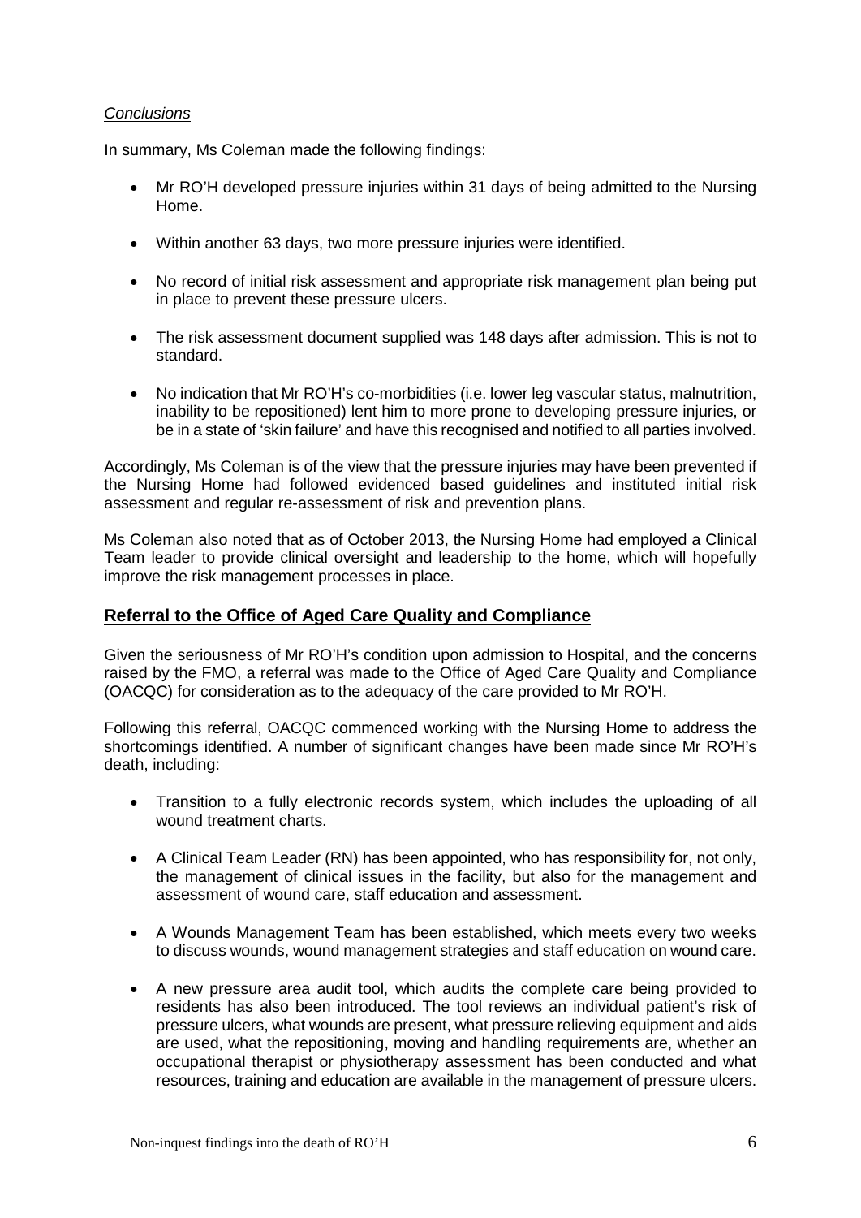*Conclusions*

In summary, Ms Coleman made the following findings:

- Mr RO'H developed pressure injuries within 31 days of being admitted to the Nursing Home.
- Within another 63 days, two more pressure injuries were identified.
- No record of initial risk assessment and appropriate risk management plan being put in place to prevent these pressure ulcers.
- The risk assessment document supplied was 148 days after admission. This is not to standard.
- No indication that Mr RO'H's co-morbidities (i.e. lower leg vascular status, malnutrition, inability to be repositioned) lent him to more prone to developing pressure injuries, or be in a state of 'skin failure' and have this recognised and notified to all parties involved.

Accordingly, Ms Coleman is of the view that the pressure injuries may have been prevented if the Nursing Home had followed evidenced based guidelines and instituted initial risk assessment and regular re-assessment of risk and prevention plans.

Ms Coleman also noted that as of October 2013, the Nursing Home had employed a Clinical Team leader to provide clinical oversight and leadership to the home, which will hopefully improve the risk management processes in place.

## Referral to the Office of Aged Care Quality and Compliance

Given the seriousness of Mr RO'H's condition upon admission to Hospital, and the concerns raised by the FMO, a referral was made to the Office of Aged Care Quality and Compliance (OACQC) for consideration as to the adequacy of the care provided to Mr RO'H.

Following this referral, OACQC commenced working with the Nursing Home to address the shortcomings identified. A number of significant changes have been made since Mr RO'H's death, including:

- Transition to a fully electronic records system, which includes the uploading of all wound treatment charts.
- A Clinical Team Leader (RN) has been appointed, who has responsibility for, not only, the management of clinical issues in the facility, but also for the management and assessment of wound care, staff education and assessment.
- A Wounds Management Team has been established, which meets every two weeks to discuss wounds, wound management strategies and staff education on wound care.
- A new pressure area audit tool, which audits the complete care being provided to residents has also been introduced. The tool reviews an individual patient's risk of pressure ulcers, what wounds are present, what pressure relieving equipment and aids are used, what the repositioning, moving and handling requirements are, whether an occupational therapist or physiotherapy assessment has been conducted and what resources, training and education are available in the management of pressure ulcers.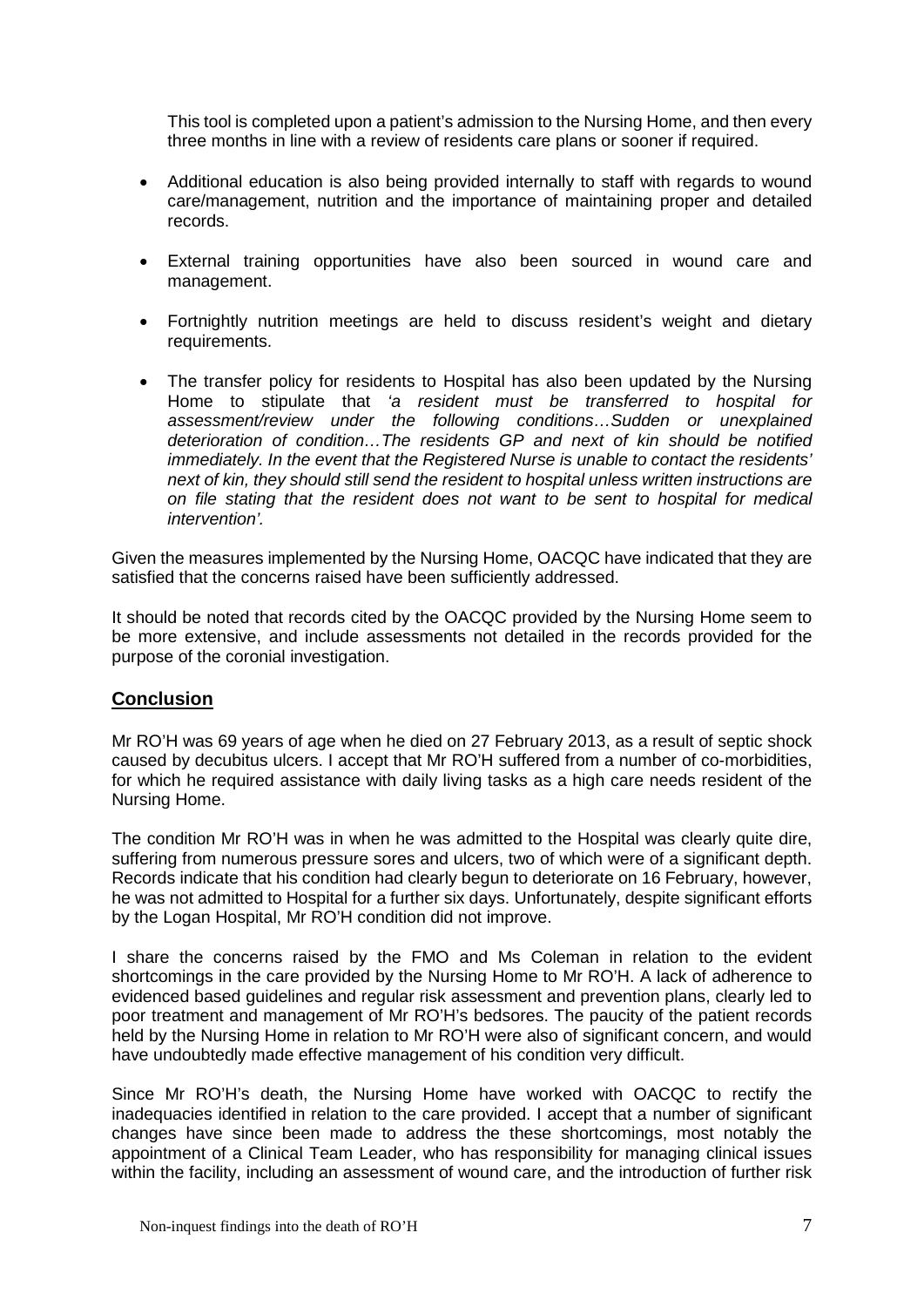This tool is completed upon a patient's admission to the Nursing Home, and then every three months in line with a review of residents care plans or sooner if required.

- Additional education is also being provided internally to staff with regards to wound care/management, nutrition and the importance of maintaining proper and detailed records.
- External training opportunities have also been sourced in wound care and management.
- Fortnightly nutrition meetings are held to discuss resident's weight and dietary requirements.
- The transfer policy for residents to Hospital has also been updated by the Nursing Home to stipulate that *'a resident must be transferred to hospital for assessment/review under the following conditions…Sudden or unexplained deterioration of condition…The residents GP and next of kin should be notified immediately. In the event that the Registered Nurse is unable to contact the residents' next of kin, they should still send the resident to hospital unless written instructions are on file stating that the resident does not want to be sent to hospital for medical intervention'.*

Given the measures implemented by the Nursing Home, OACQC have indicated that they are satisfied that the concerns raised have been sufficiently addressed.

It should be noted that records cited by the OACQC provided by the Nursing Home seem to be more extensive, and include assessments not detailed in the records provided for the purpose of the coronial investigation.

## Conclusion

Mr RO'H was 69 years of age when he died on 27 February 2013, as a result of septic shock caused by decubitus ulcers. I accept that Mr RO'H suffered from a number of co-morbidities, for which he required assistance with daily living tasks as a high care needs resident of the Nursing Home.

The condition Mr RO'H was in when he was admitted to the Hospital was clearly quite dire, suffering from numerous pressure sores and ulcers, two of which were of a significant depth. Records indicate that his condition had clearly begun to deteriorate on 16 February, however, he was not admitted to Hospital for a further six days. Unfortunately, despite significant efforts by the Logan Hospital, Mr RO'H condition did not improve.

I share the concerns raised by the FMO and Ms Coleman in relation to the evident shortcomings in the care provided by the Nursing Home to Mr RO'H. A lack of adherence to evidenced based guidelines and regular risk assessment and prevention plans, clearly led to poor treatment and management of Mr RO'H's bedsores. The paucity of the patient records held by the Nursing Home in relation to Mr RO'H were also of significant concern, and would have undoubtedly made effective management of his condition very difficult.

Since Mr RO'H's death, the Nursing Home have worked with OACQC to rectify the inadequacies identified in relation to the care provided. I accept that a number of significant changes have since been made to address the these shortcomings, most notably the appointment of a Clinical Team Leader, who has responsibility for managing clinical issues within the facility, including an assessment of wound care, and the introduction of further risk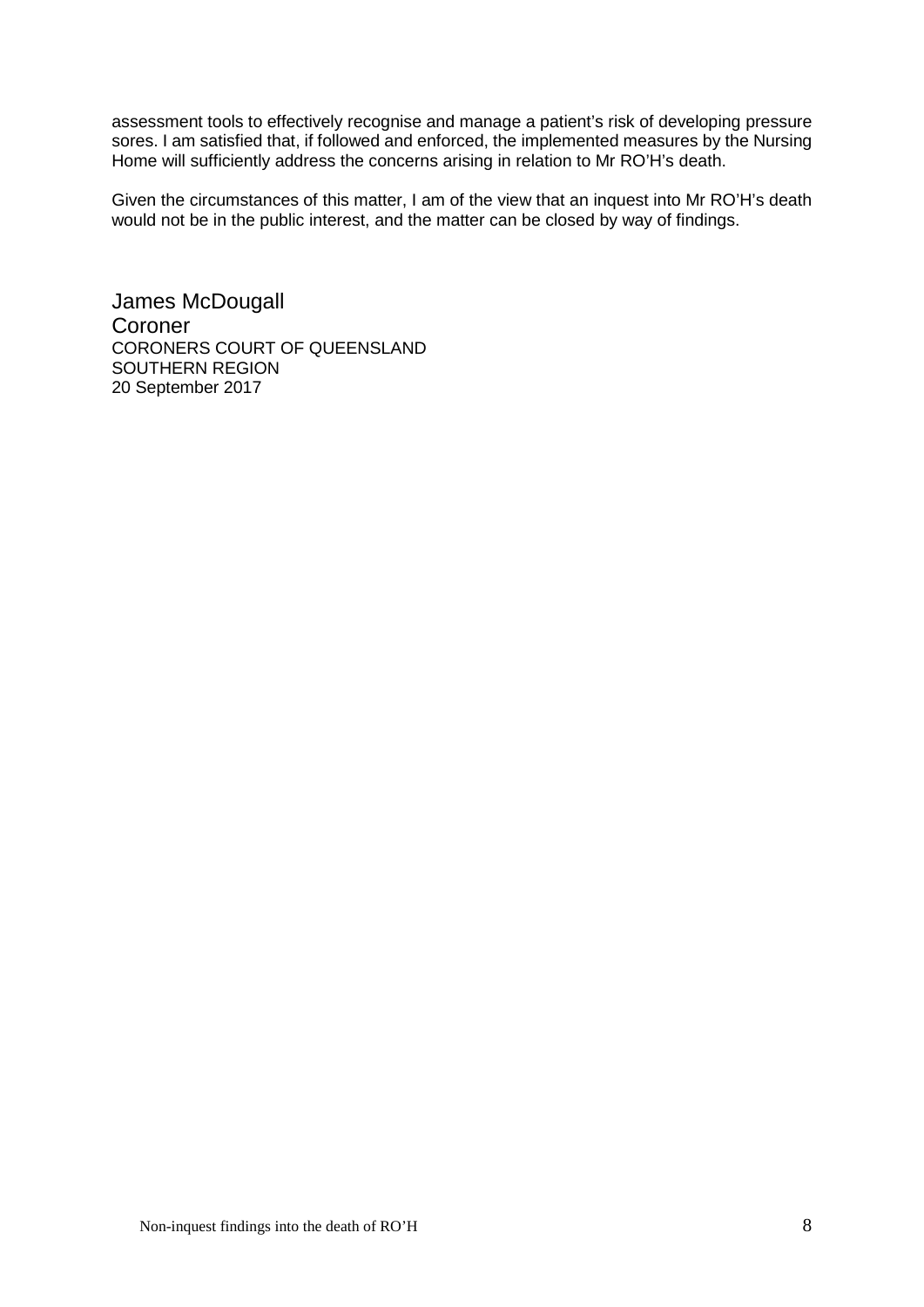assessment tools to effectively recognise and manage a patient's risk of developing pressure sores. I am satisfied that, if followed and enforced, the implemented measures by the Nursing Home will sufficiently address the concerns arising in relation to Mr RO'H's death.

Given the circumstances of this matter, I am of the view that an inquest into Mr RO'H's death would not be in the public interest, and the matter can be closed by way of findings.

James McDougall
Coroner
CORONERS COURT OF QUEENSLAND
SOUTHERN REGION
20 September 2017